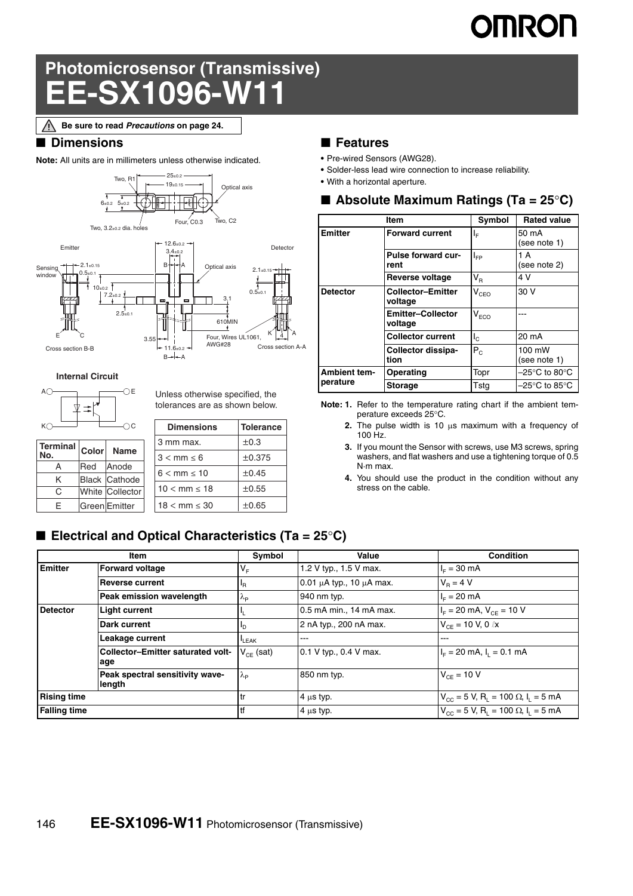# Photomicrosensor (Transmissive)
# EE-SX1096-W11

⚠ **Be sure to read *Precautions* on page 24.**

## ■ Dimensions

**Note:** All units are in millimeters unless otherwise indicated.

Two, R1 — 25±0.2 — 19±0.15 — Optical axis — 6±0.2 — 5±0.2 — Four, C0.3 — Two, C2 — Two, 3.2±0.2 dia. holes

Emitter — Detector — 12.6±0.2 — 3.4±0.2 — B — A — Optical axis — Sensing window — 2.1±0.15 — 0.5±0.1 — 10±0.2 — 7.2±0.2 — 2.5±0.1 — 3.1 — 610MIN — 3.55 — 11.6±0.2 — Four, Wires UL1061, AWG#28 — E — C — K — A — 4 — Cross section B-B — Cross section A-A

**Internal Circuit**

| Terminal No. | Color | Name |
|---|---|---|
| A | Red | Anode |
| K | Black | Cathode |
| C | White | Collector |
| E | Green | Emitter |

Unless otherwise specified, the tolerances are as shown below.

| Dimensions | Tolerance |
|---|---|
| 3 mm max. | ±0.3 |
| 3 < mm ≤ 6 | ±0.375 |
| 6 < mm ≤ 10 | ±0.45 |
| 10 < mm ≤ 18 | ±0.55 |
| 18 < mm ≤ 30 | ±0.65 |

## ■ Features

- Pre-wired Sensors (AWG28).
- Solder-less lead wire connection to increase reliability.
- With a horizontal aperture.

## ■ Absolute Maximum Ratings (Ta = 25°C)

| Item | | Symbol | Rated value |
|---|---|---|---|
| Emitter | Forward current | $I_F$ | 50 mA (see note 1) |
| | Pulse forward current | $I_{FP}$ | 1 A (see note 2) |
| | Reverse voltage | $V_R$ | 4 V |
| Detector | Collector–Emitter voltage | $V_{CEO}$ | 30 V |
| | Emitter–Collector voltage | $V_{ECO}$ | --- |
| | Collector current | $I_C$ | 20 mA |
| | Collector dissipation | $P_C$ | 100 mW (see note 1) |
| Ambient temperature | Operating | Topr | –25°C to 80°C |
| | Storage | Tstg | –25°C to 85°C |

**Note:**
1. Refer to the temperature rating chart if the ambient temperature exceeds 25°C.
2. The pulse width is 10 μs maximum with a frequency of 100 Hz.
3. If you mount the Sensor with screws, use M3 screws, spring washers, and flat washers and use a tightening torque of 0.5 N·m max.
4. You should use the product in the condition without any stress on the cable.

## ■ Electrical and Optical Characteristics (Ta = 25°C)

| Item | | Symbol | Value | Condition |
|---|---|---|---|---|
| Emitter | Forward voltage | $V_F$ | 1.2 V typ., 1.5 V max. | $I_F$ = 30 mA |
| | Reverse current | $I_R$ | 0.01 μA typ., 10 μA max. | $V_R$ = 4 V |
| | Peak emission wavelength | $\lambda_P$ | 940 nm typ. | $I_F$ = 20 mA |
| Detector | Light current | $I_L$ | 0.5 mA min., 14 mA max. | $I_F$ = 20 mA, $V_{CE}$ = 10 V |
| | Dark current | $I_D$ | 2 nA typ., 200 nA max. | $V_{CE}$ = 10 V, 0 ℓx |
| | Leakage current | $I_{LEAK}$ | --- | --- |
| | Collector–Emitter saturated voltage | $V_{CE}$ (sat) | 0.1 V typ., 0.4 V max. | $I_F$ = 20 mA, $I_L$ = 0.1 mA |
| | Peak spectral sensitivity wavelength | $\lambda_P$ | 850 nm typ. | $V_{CE}$ = 10 V |
| Rising time | | tr | 4 μs typ. | $V_{CC}$ = 5 V, $R_L$ = 100 Ω, $I_L$ = 5 mA |
| Falling time | | tf | 4 μs typ. | $V_{CC}$ = 5 V, $R_L$ = 100 Ω, $I_L$ = 5 mA |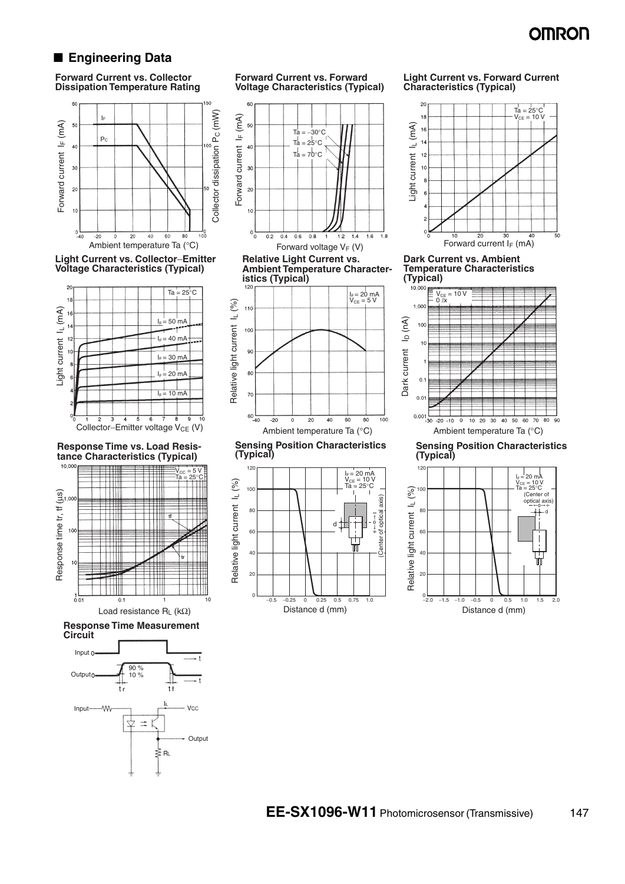## ■ Engineering Data

### Forward Current vs. Collector Dissipation Temperature Rating

Forward current $I_F$ (mA)

Collector dissipation $P_C$ (mW)

$I_F$

$P_C$

Ambient temperature Ta (°C)

### Forward Current vs. Forward Voltage Characteristics (Typical)

Ta = −30°C

Ta = 25°C

Ta = 70°C

Forward current $I_F$ (mA)

Forward voltage $V_F$ (V)

### Light Current vs. Forward Current Characteristics (Typical)

Ta = 25°C

$V_{CE}$ = 10 V

Light current $I_L$ (mA)

Forward current $I_F$ (mA)

### Light Current vs. Collector−Emitter Voltage Characteristics (Typical)

Ta = 25°C

$I_F$ = 50 mA

$I_F$ = 40 mA

$I_F$ = 30 mA

$I_F$ = 20 mA

$I_F$ = 10 mA

Light current $I_L$ (mA)

Collector−Emitter voltage $V_{CE}$ (V)

### Relative Light Current vs. Ambient Temperature Characteristics (Typical)

$I_F$ = 20 mA

$V_{CE}$ = 5 V

Relative light current $I_L$ (%)

Ambient temperature Ta (°C)

### Dark Current vs. Ambient Temperature Characteristics (Typical)

$V_{CE}$ = 10 V

0 ℓx

Dark current $I_D$ (nA)

Ambient temperature Ta (°C)

### Response Time vs. Load Resistance Characteristics (Typical)

$V_{CC}$ = 5 V

Ta = 25°C

tf

tr

Response time tr, tf (μs)

Load resistance $R_L$ (kΩ)

### Sensing Position Characteristics (Typical)

$I_F$ = 20 mA

$V_{CE}$ = 10 V

Ta = 25°C

d

(Center of optical axis)

Relative light current $I_L$ (%)

Distance d (mm)

### Sensing Position Characteristics (Typical)

$I_F$ = 20 mA

$V_{CE}$ = 10 V

Ta = 25°C

(Center of optical axis)

d

Relative light current $I_L$ (%)

Distance d (mm)

### Response Time Measurement Circuit

Input

Output

90 %

10 %

t

tr

tf

Input

$I_L$

Vcc

Output

$R_L$

**EE-SX1096-W11** Photomicrosensor (Transmissive)